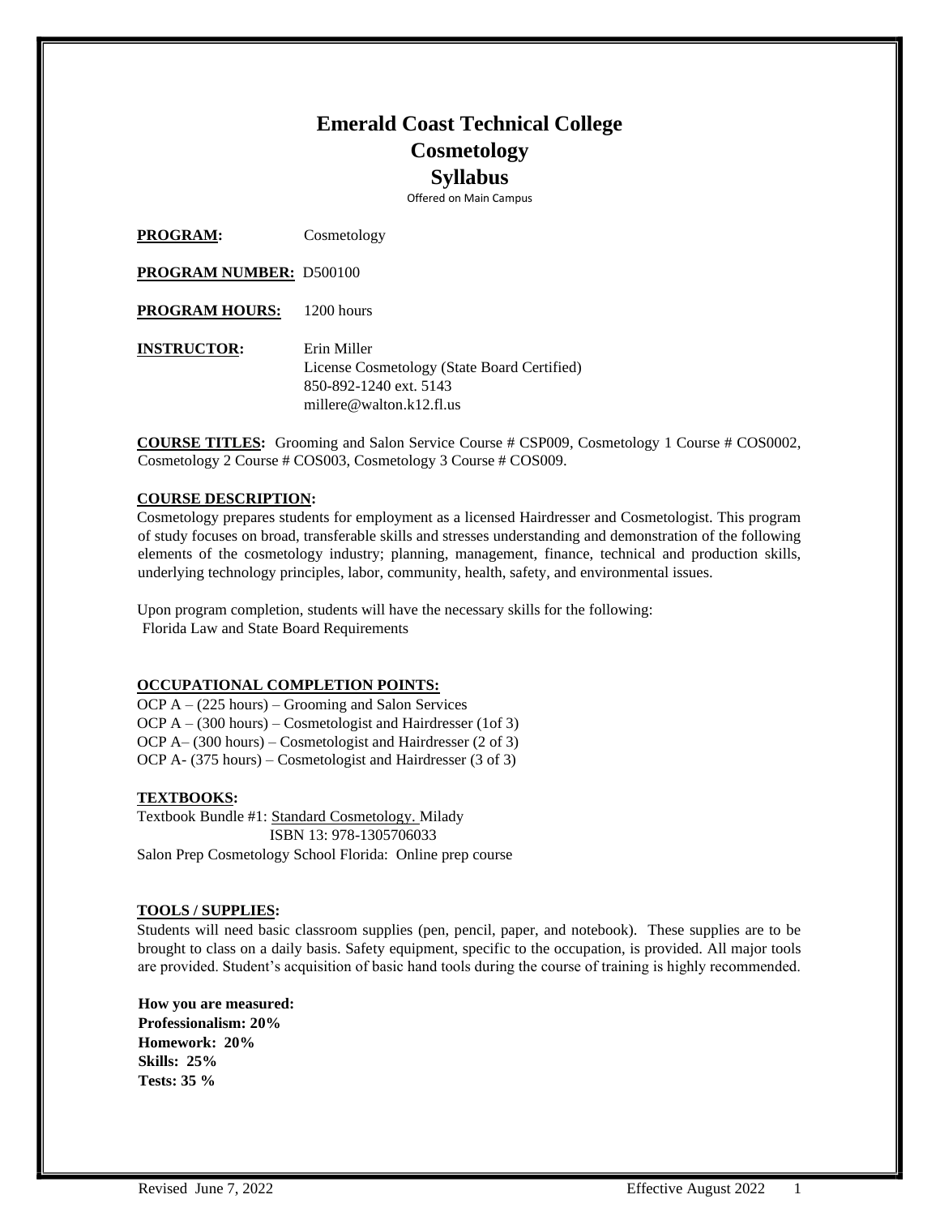# Emerald Coast Technical College
# Cosmetology
# Syllabus

Offered on Main Campus

**PROGRAM:** Cosmetology

**PROGRAM NUMBER:** D500100

**PROGRAM HOURS:** 1200 hours

**INSTRUCTOR:** Erin Miller
License Cosmetology (State Board Certified)
850-892-1240 ext. 5143
millere@walton.k12.fl.us

**COURSE TITLES:** Grooming and Salon Service Course # CSP009, Cosmetology 1 Course # COS0002, Cosmetology 2 Course # COS003, Cosmetology 3 Course # COS009.

**COURSE DESCRIPTION:**

Cosmetology prepares students for employment as a licensed Hairdresser and Cosmetologist. This program of study focuses on broad, transferable skills and stresses understanding and demonstration of the following elements of the cosmetology industry; planning, management, finance, technical and production skills, underlying technology principles, labor, community, health, safety, and environmental issues.

Upon program completion, students will have the necessary skills for the following:
Florida Law and State Board Requirements

**OCCUPATIONAL COMPLETION POINTS:**

OCP A – (225 hours) – Grooming and Salon Services
OCP A – (300 hours) – Cosmetologist and Hairdresser (1of 3)
OCP A– (300 hours) – Cosmetologist and Hairdresser (2 of 3)
OCP A- (375 hours) – Cosmetologist and Hairdresser (3 of 3)

**TEXTBOOKS:**

Textbook Bundle #1: Standard Cosmetology. Milady
ISBN 13: 978-1305706033
Salon Prep Cosmetology School Florida: Online prep course

**TOOLS / SUPPLIES:**

Students will need basic classroom supplies (pen, pencil, paper, and notebook). These supplies are to be brought to class on a daily basis. Safety equipment, specific to the occupation, is provided. All major tools are provided. Student's acquisition of basic hand tools during the course of training is highly recommended.

**How you are measured:**
**Professionalism: 20%**
**Homework: 20%**
**Skills: 25%**
**Tests: 35 %**

Revised June 7, 2022 Effective August 2022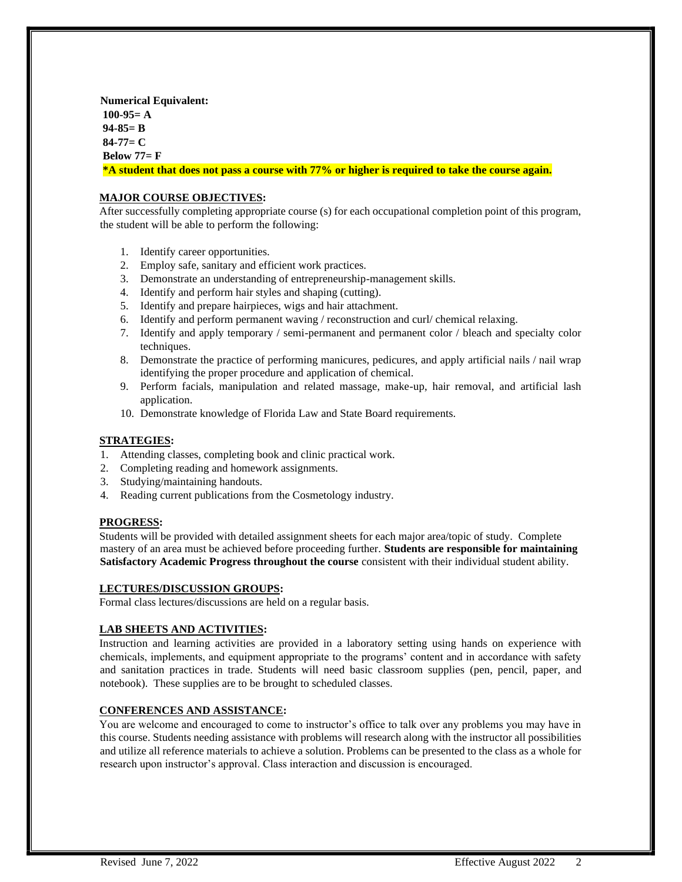**Numerical Equivalent:**
**100-95= A**
**94-85= B**
**84-77= C**
**Below 77= F**
**\*A student that does not pass a course with 77% or higher is required to take the course again.**

## MAJOR COURSE OBJECTIVES:

After successfully completing appropriate course (s) for each occupational completion point of this program, the student will be able to perform the following:

1. Identify career opportunities.
2. Employ safe, sanitary and efficient work practices.
3. Demonstrate an understanding of entrepreneurship-management skills.
4. Identify and perform hair styles and shaping (cutting).
5. Identify and prepare hairpieces, wigs and hair attachment.
6. Identify and perform permanent waving / reconstruction and curl/ chemical relaxing.
7. Identify and apply temporary / semi-permanent and permanent color / bleach and specialty color techniques.
8. Demonstrate the practice of performing manicures, pedicures, and apply artificial nails / nail wrap identifying the proper procedure and application of chemical.
9. Perform facials, manipulation and related massage, make-up, hair removal, and artificial lash application.
10. Demonstrate knowledge of Florida Law and State Board requirements.

## STRATEGIES:

1. Attending classes, completing book and clinic practical work.
2. Completing reading and homework assignments.
3. Studying/maintaining handouts.
4. Reading current publications from the Cosmetology industry.

## PROGRESS:

Students will be provided with detailed assignment sheets for each major area/topic of study. Complete mastery of an area must be achieved before proceeding further. **Students are responsible for maintaining Satisfactory Academic Progress throughout the course** consistent with their individual student ability.

## LECTURES/DISCUSSION GROUPS:

Formal class lectures/discussions are held on a regular basis.

## LAB SHEETS AND ACTIVITIES:

Instruction and learning activities are provided in a laboratory setting using hands on experience with chemicals, implements, and equipment appropriate to the programs' content and in accordance with safety and sanitation practices in trade. Students will need basic classroom supplies (pen, pencil, paper, and notebook). These supplies are to be brought to scheduled classes.

## CONFERENCES AND ASSISTANCE:

You are welcome and encouraged to come to instructor's office to talk over any problems you may have in this course. Students needing assistance with problems will research along with the instructor all possibilities and utilize all reference materials to achieve a solution. Problems can be presented to the class as a whole for research upon instructor's approval. Class interaction and discussion is encouraged.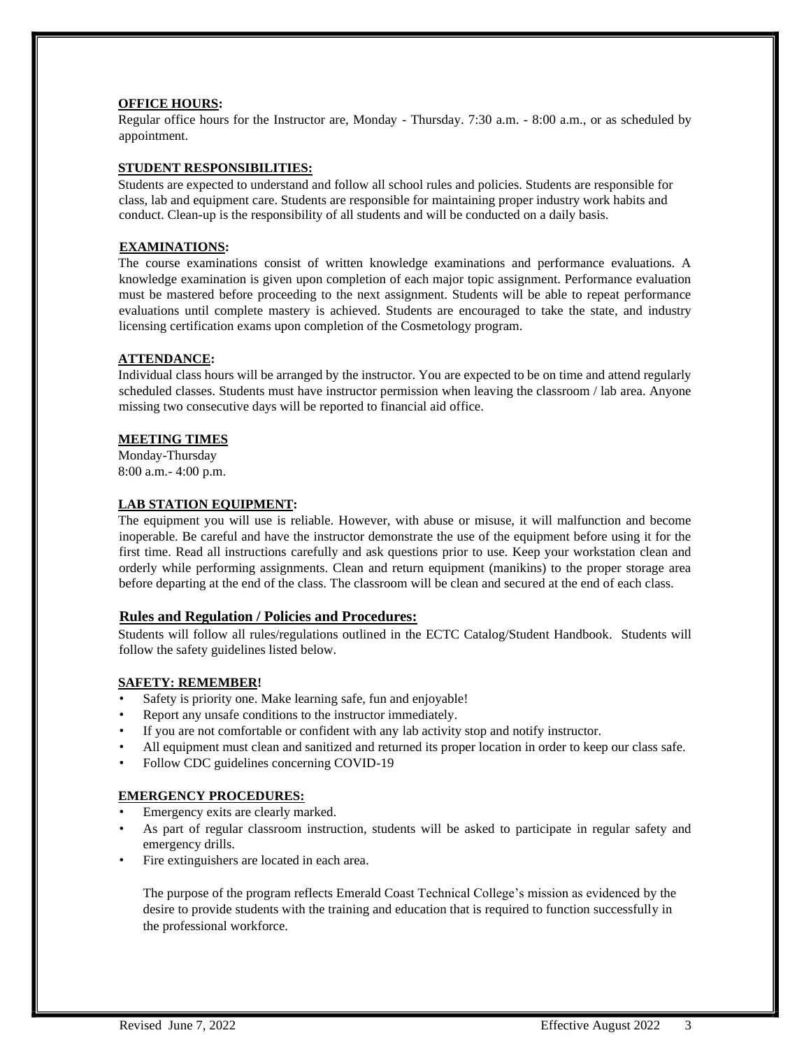**OFFICE HOURS:**

Regular office hours for the Instructor are, Monday - Thursday. 7:30 a.m. - 8:00 a.m., or as scheduled by appointment.

**STUDENT RESPONSIBILITIES:**

Students are expected to understand and follow all school rules and policies. Students are responsible for class, lab and equipment care. Students are responsible for maintaining proper industry work habits and conduct. Clean-up is the responsibility of all students and will be conducted on a daily basis.

**EXAMINATIONS:**

The course examinations consist of written knowledge examinations and performance evaluations. A knowledge examination is given upon completion of each major topic assignment. Performance evaluation must be mastered before proceeding to the next assignment. Students will be able to repeat performance evaluations until complete mastery is achieved. Students are encouraged to take the state, and industry licensing certification exams upon completion of the Cosmetology program.

**ATTENDANCE:**

Individual class hours will be arranged by the instructor. You are expected to be on time and attend regularly scheduled classes. Students must have instructor permission when leaving the classroom / lab area. Anyone missing two consecutive days will be reported to financial aid office.

**MEETING TIMES**

Monday-Thursday
8:00 a.m.- 4:00 p.m.

**LAB STATION EQUIPMENT:**

The equipment you will use is reliable. However, with abuse or misuse, it will malfunction and become inoperable. Be careful and have the instructor demonstrate the use of the equipment before using it for the first time. Read all instructions carefully and ask questions prior to use. Keep your workstation clean and orderly while performing assignments. Clean and return equipment (manikins) to the proper storage area before departing at the end of the class. The classroom will be clean and secured at the end of each class.

**Rules and Regulation / Policies and Procedures:**

Students will follow all rules/regulations outlined in the ECTC Catalog/Student Handbook. Students will follow the safety guidelines listed below.

**SAFETY: REMEMBER!**

- Safety is priority one. Make learning safe, fun and enjoyable!
- Report any unsafe conditions to the instructor immediately.
- If you are not comfortable or confident with any lab activity stop and notify instructor.
- All equipment must clean and sanitized and returned its proper location in order to keep our class safe.
- Follow CDC guidelines concerning COVID-19

**EMERGENCY PROCEDURES:**

- Emergency exits are clearly marked.
- As part of regular classroom instruction, students will be asked to participate in regular safety and emergency drills.
- Fire extinguishers are located in each area.

The purpose of the program reflects Emerald Coast Technical College's mission as evidenced by the desire to provide students with the training and education that is required to function successfully in the professional workforce.

Revised June 7, 2022 Effective August 2022